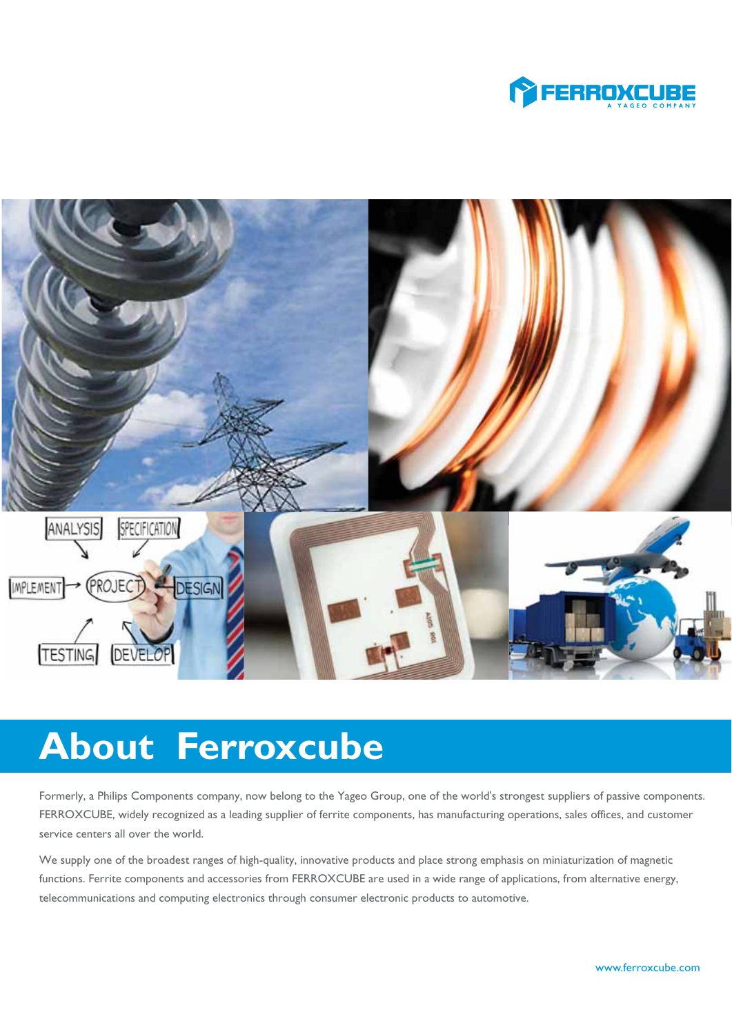# About Ferroxcube

Formerly, a Philips Components company, now belong to the Yageo Group, one of the world's strongest suppliers of passive components. FERROXCUBE, widely recognized as a leading supplier of ferrite components, has manufacturing operations, sales offices, and customer service centers all over the world.

We supply one of the broadest ranges of high-quality, innovative products and place strong emphasis on miniaturization of magnetic functions. Ferrite components and accessories from FERROXCUBE are used in a wide range of applications, from alternative energy, telecommunications and computing electronics through consumer electronic products to automotive.

www.ferroxcube.com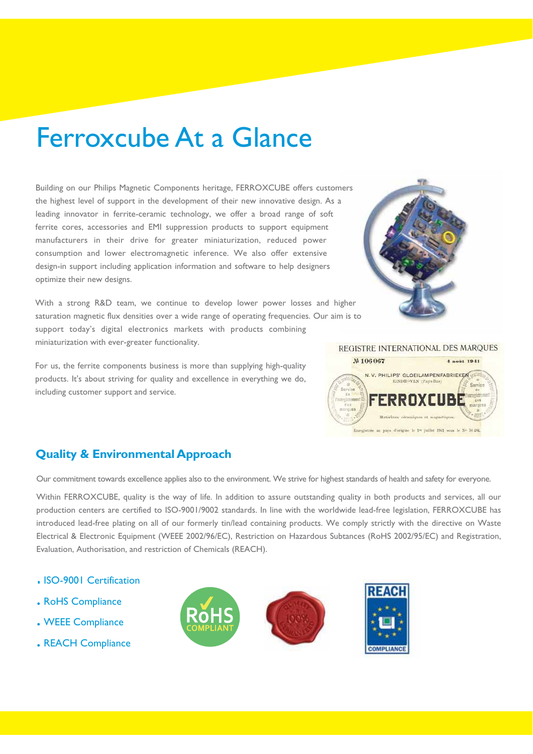# Ferroxcube At a Glance

Building on our Philips Magnetic Components heritage, FERROXCUBE offers customers the highest level of support in the development of their new innovative design. As a leading innovator in ferrite-ceramic technology, we offer a broad range of soft ferrite cores, accessories and EMI suppression products to support equipment manufacturers in their drive for greater miniaturization, reduced power consumption and lower electromagnetic inference. We also offer extensive design-in support including application information and software to help designers optimize their new designs.

With a strong R&D team, we continue to develop lower power losses and higher saturation magnetic flux densities over a wide range of operating frequencies. Our aim is to support today's digital electronics markets with products combining miniaturization with ever-greater functionality.

For us, the ferrite components business is more than supplying high-quality products. It's about striving for quality and excellence in everything we do, including customer support and service.

## Quality & Environmental Approach

Our commitment towards excellence applies also to the environment. We strive for highest standards of health and safety for everyone.

Within FERROXCUBE, quality is the way of life. In addition to assure outstanding quality in both products and services, all our production centers are certified to ISO-9001/9002 standards. In line with the worldwide lead-free legislation, FERROXCUBE has introduced lead-free plating on all of our formerly tin/lead containing products. We comply strictly with the directive on Waste Electrical & Electronic Equipment (WEEE 2002/96/EC), Restriction on Hazardous Subtances (RoHS 2002/95/EC) and Registration, Evaluation, Authorisation, and restriction of Chemicals (REACH).

- ISO-9001 Certification
- RoHS Compliance
- WEEE Compliance
- REACH Compliance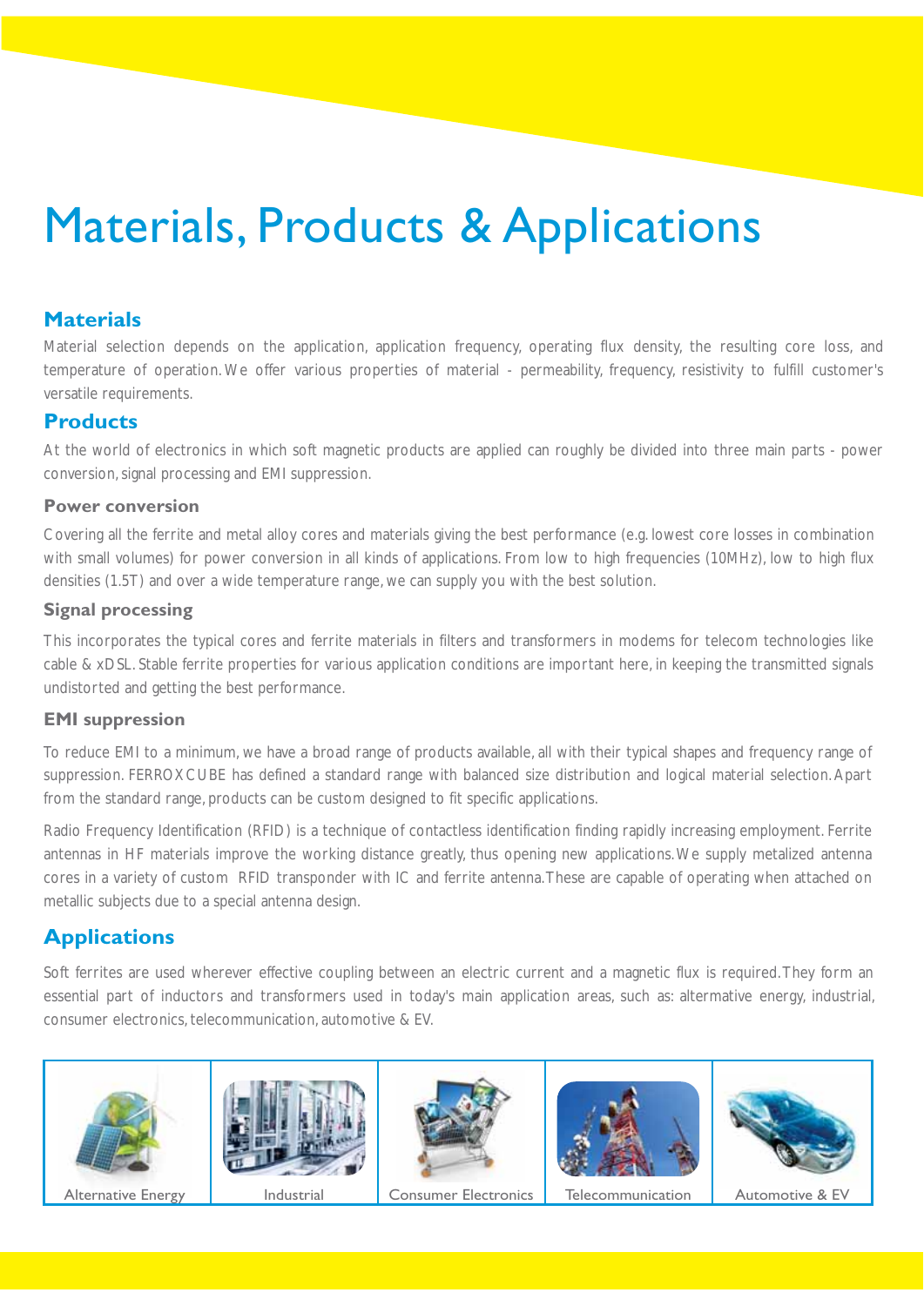# Materials, Products & Applications

## Materials

Material selection depends on the application, application frequency, operating flux density, the resulting core loss, and temperature of operation. We offer various properties of material - permeability, frequency, resistivity to fulfill customer's versatile requirements.

## Products

At the world of electronics in which soft magnetic products are applied can roughly be divided into three main parts - power conversion, signal processing and EMI suppression.

### Power conversion

Covering all the ferrite and metal alloy cores and materials giving the best performance (e.g. lowest core losses in combination with small volumes) for power conversion in all kinds of applications. From low to high frequencies (10MHz), low to high flux densities (1.5T) and over a wide temperature range, we can supply you with the best solution.

### Signal processing

This incorporates the typical cores and ferrite materials in filters and transformers in modems for telecom technologies like cable & xDSL. Stable ferrite properties for various application conditions are important here, in keeping the transmitted signals undistorted and getting the best performance.

### EMI suppression

To reduce EMI to a minimum, we have a broad range of products available, all with their typical shapes and frequency range of suppression. FERROXCUBE has defined a standard range with balanced size distribution and logical material selection. Apart from the standard range, products can be custom designed to fit specific applications.

Radio Frequency Identification (RFID) is a technique of contactless identification finding rapidly increasing employment. Ferrite antennas in HF materials improve the working distance greatly, thus opening new applications. We supply metalized antenna cores in a variety of custom RFID transponder with IC and ferrite antenna. These are capable of operating when attached on metallic subjects due to a special antenna design.

## Applications

Soft ferrites are used wherever effective coupling between an electric current and a magnetic flux is required. They form an essential part of inductors and transformers used in today's main application areas, such as: altermative energy, industrial, consumer electronics, telecommunication, automotive & EV.

| Alternative Energy | Industrial | Consumer Electronics | Telecommunication | Automotive & EV |
|---|---|---|---|---|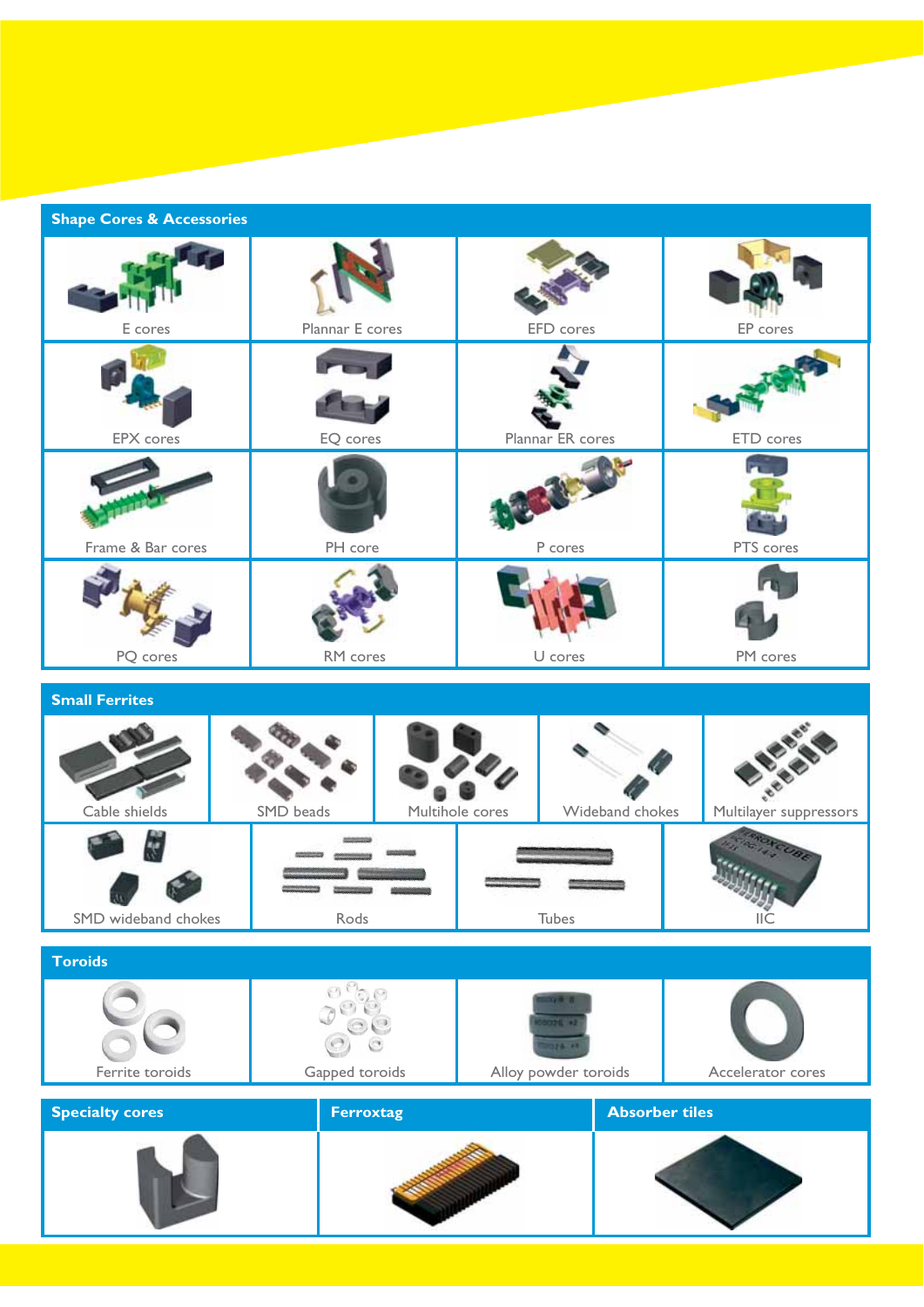## Shape Cores & Accessories

- E cores
- Plannar E cores
- EFD cores
- EP cores
- EPX cores
- EQ cores
- Plannar ER cores
- ETD cores
- Frame & Bar cores
- PH core
- P cores
- PTS cores
- PQ cores
- RM cores
- U cores
- PM cores

## Small Ferrites

- Cable shields
- SMD beads
- Multihole cores
- Wideband chokes
- Multilayer suppressors
- SMD wideband chokes
- Rods
- Tubes
- IIC

## Toroids

- Ferrite toroids
- Gapped toroids
- Alloy powder toroids
- Accelerator cores

## Specialty cores

## Ferroxtag

## Absorber tiles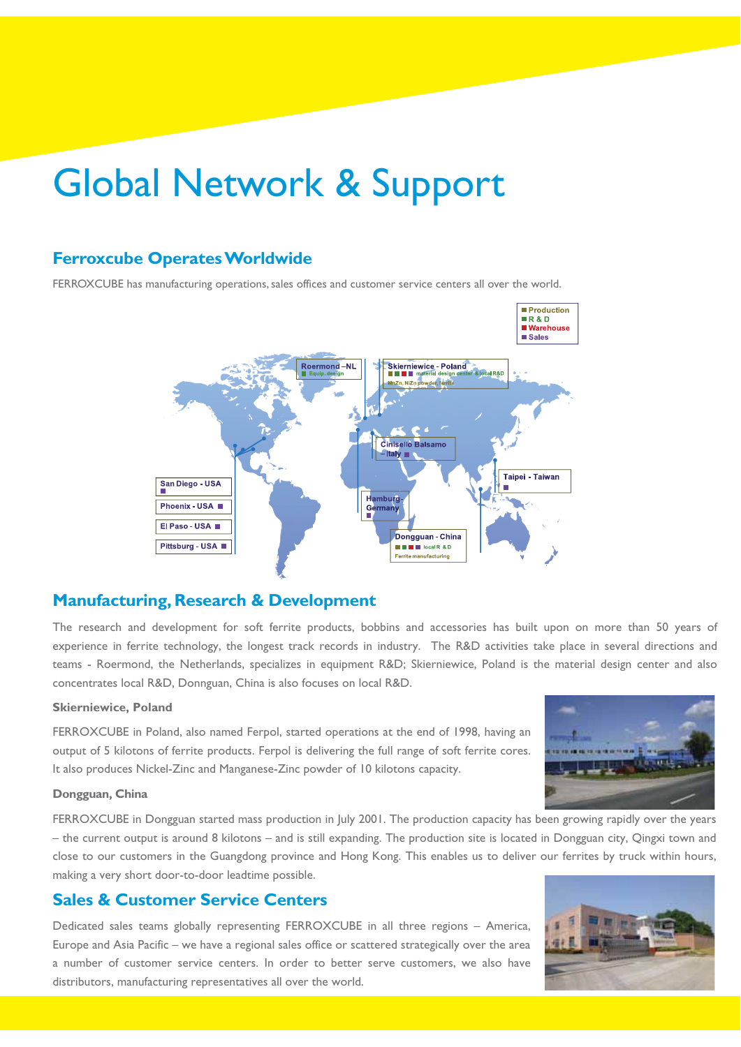# Global Network & Support

## Ferroxcube Operates Worldwide

FERROXCUBE has manufacturing operations, sales offices and customer service centers all over the world.

## Manufacturing, Research & Development

The research and development for soft ferrite products, bobbins and accessories has built upon on more than 50 years of experience in ferrite technology, the longest track records in industry. The R&D activities take place in several directions and teams - Roermond, the Netherlands, specializes in equipment R&D; Skierniewice, Poland is the material design center and also concentrates local R&D, Donnguan, China is also focuses on local R&D.

**Skierniewice, Poland**

FERROXCUBE in Poland, also named Ferpol, started operations at the end of 1998, having an output of 5 kilotons of ferrite products. Ferpol is delivering the full range of soft ferrite cores. It also produces Nickel-Zinc and Manganese-Zinc powder of 10 kilotons capacity.

**Dongguan, China**

FERROXCUBE in Dongguan started mass production in July 2001. The production capacity has been growing rapidly over the years – the current output is around 8 kilotons – and is still expanding. The production site is located in Dongguan city, Qingxi town and close to our customers in the Guangdong province and Hong Kong. This enables us to deliver our ferrites by truck within hours, making a very short door-to-door leadtime possible.

## Sales & Customer Service Centers

Dedicated sales teams globally representing FERROXCUBE in all three regions – America, Europe and Asia Pacific – we have a regional sales office or scattered strategically over the area a number of customer service centers. In order to better serve customers, we also have distributors, manufacturing representatives all over the world.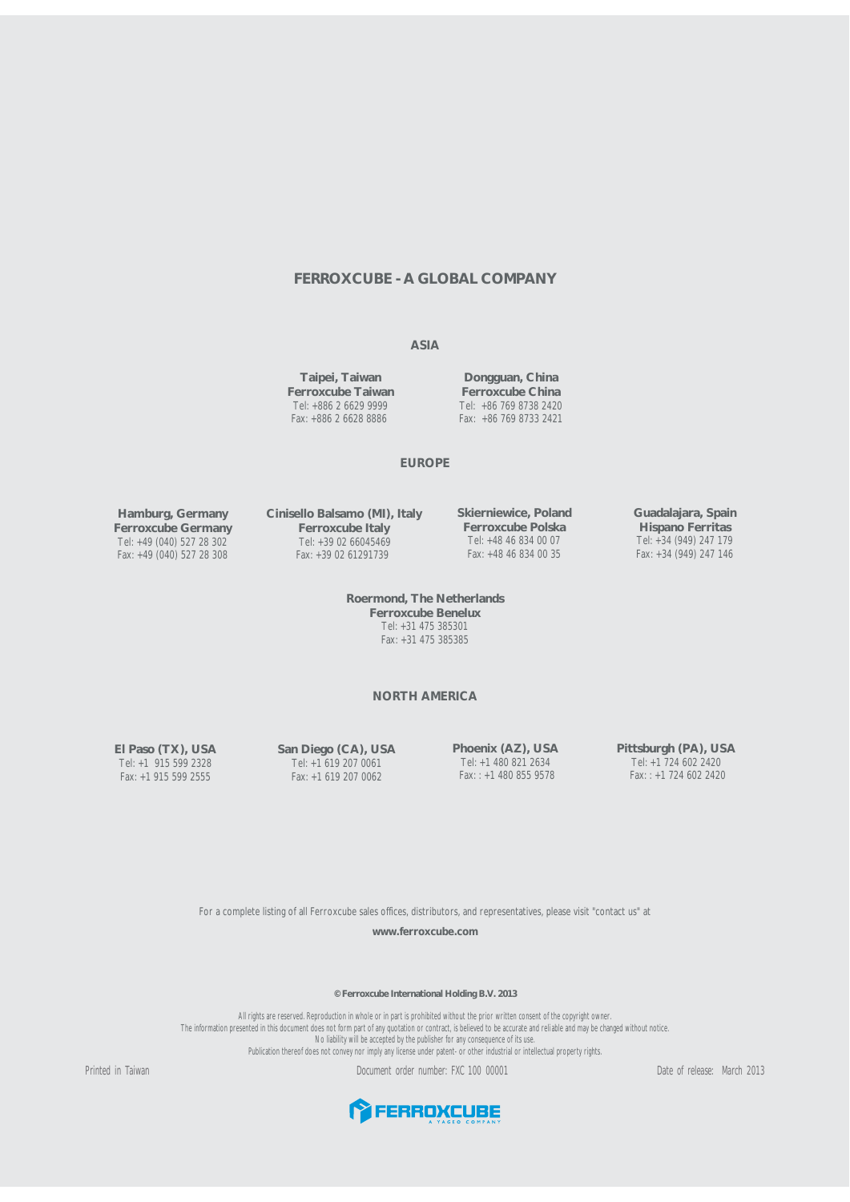# FERROXCUBE - A GLOBAL COMPANY

## ASIA

**Taipei, Taiwan**
**Ferroxcube Taiwan**
Tel: +886 2 6629 9999
Fax: +886 2 6628 8886

**Dongguan, China**
**Ferroxcube China**
Tel: +86 769 8738 2420
Fax: +86 769 8733 2421

## EUROPE

**Hamburg, Germany**
**Ferroxcube Germany**
Tel: +49 (040) 527 28 302
Fax: +49 (040) 527 28 308

**Cinisello Balsamo (MI), Italy**
**Ferroxcube Italy**
Tel: +39 02 66045469
Fax: +39 02 61291739

**Skierniewice, Poland**
**Ferroxcube Polska**
Tel: +48 46 834 00 07
Fax: +48 46 834 00 35

**Guadalajara, Spain**
**Hispano Ferritas**
Tel: +34 (949) 247 179
Fax: +34 (949) 247 146

**Roermond, The Netherlands**
**Ferroxcube Benelux**
Tel: +31 475 385301
Fax: +31 475 385385

## NORTH AMERICA

**El Paso (TX), USA**
Tel: +1 915 599 2328
Fax: +1 915 599 2555

**San Diego (CA), USA**
Tel: +1 619 207 0061
Fax: +1 619 207 0062

**Phoenix (AZ), USA**
Tel: +1 480 821 2634
Fax: : +1 480 855 9578

**Pittsburgh (PA), USA**
Tel: +1 724 602 2420
Fax: : +1 724 602 2420

For a complete listing of all Ferroxcube sales offices, distributors, and representatives, please visit "contact us" at

**www.ferroxcube.com**

**© Ferroxcube International Holding B.V. 2013**

All rights are reserved. Reproduction in whole or in part is prohibited without the prior written consent of the copyright owner.
The information presented in this document does not form part of any quotation or contract, is believed to be accurate and reliable and may be changed without notice.
No liability will be accepted by the publisher for any consequence of its use.
Publication thereof does not convey nor imply any license under patent- or other industrial or intellectual property rights.

Printed in Taiwan

Document order number: FXC 100 00001

Date of release: March 2013

FERROXCUBE
A YAGEO COMPANY